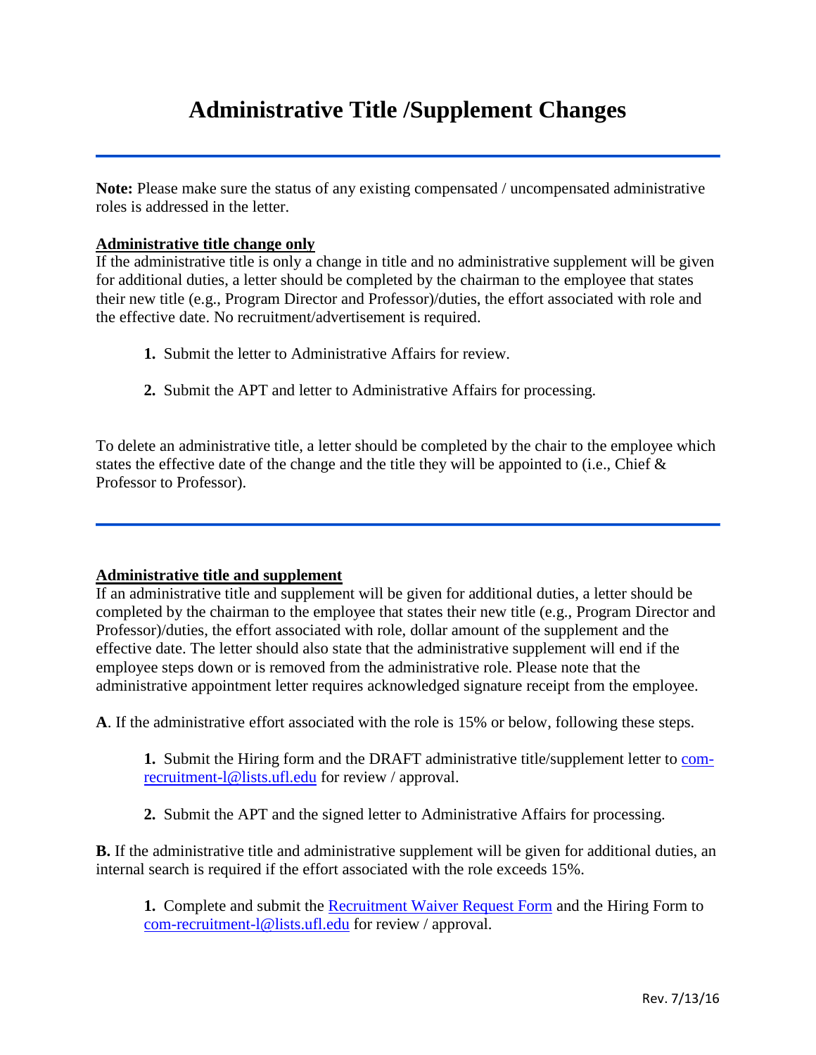# Administrative Title /Supplement Changes

---

**Note:** Please make sure the status of any existing compensated / uncompensated administrative roles is addressed in the letter.

**Administrative title change only**

If the administrative title is only a change in title and no administrative supplement will be given for additional duties, a letter should be completed by the chairman to the employee that states their new title (e.g., Program Director and Professor)/duties, the effort associated with role and the effective date. No recruitment/advertisement is required.

1. Submit the letter to Administrative Affairs for review.

2. Submit the APT and letter to Administrative Affairs for processing.

To delete an administrative title, a letter should be completed by the chair to the employee which states the effective date of the change and the title they will be appointed to (i.e., Chief & Professor to Professor).

---

**Administrative title and supplement**

If an administrative title and supplement will be given for additional duties, a letter should be completed by the chairman to the employee that states their new title (e.g., Program Director and Professor)/duties, the effort associated with role, dollar amount of the supplement and the effective date. The letter should also state that the administrative supplement will end if the employee steps down or is removed from the administrative role. Please note that the administrative appointment letter requires acknowledged signature receipt from the employee.

**A**. If the administrative effort associated with the role is 15% or below, following these steps.

1. Submit the Hiring form and the DRAFT administrative title/supplement letter to com-recruitment-l@lists.ufl.edu for review / approval.

2. Submit the APT and the signed letter to Administrative Affairs for processing.

**B.** If the administrative title and administrative supplement will be given for additional duties, an internal search is required if the effort associated with the role exceeds 15%.

1. Complete and submit the Recruitment Waiver Request Form and the Hiring Form to com-recruitment-l@lists.ufl.edu for review / approval.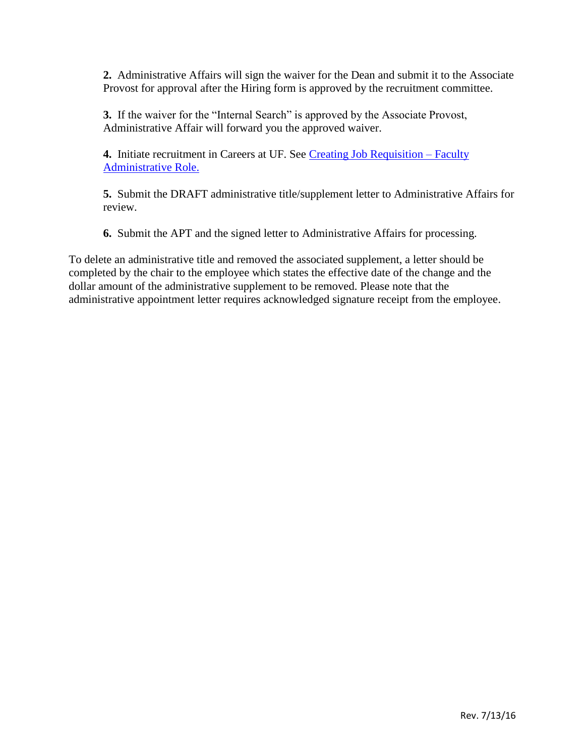**2.** Administrative Affairs will sign the waiver for the Dean and submit it to the Associate Provost for approval after the Hiring form is approved by the recruitment committee.

**3.** If the waiver for the "Internal Search" is approved by the Associate Provost, Administrative Affair will forward you the approved waiver.

**4.** Initiate recruitment in Careers at UF. See Creating Job Requisition – Faculty Administrative Role.

**5.** Submit the DRAFT administrative title/supplement letter to Administrative Affairs for review.

**6.** Submit the APT and the signed letter to Administrative Affairs for processing.

To delete an administrative title and removed the associated supplement, a letter should be completed by the chair to the employee which states the effective date of the change and the dollar amount of the administrative supplement to be removed. Please note that the administrative appointment letter requires acknowledged signature receipt from the employee.

Rev. 7/13/16